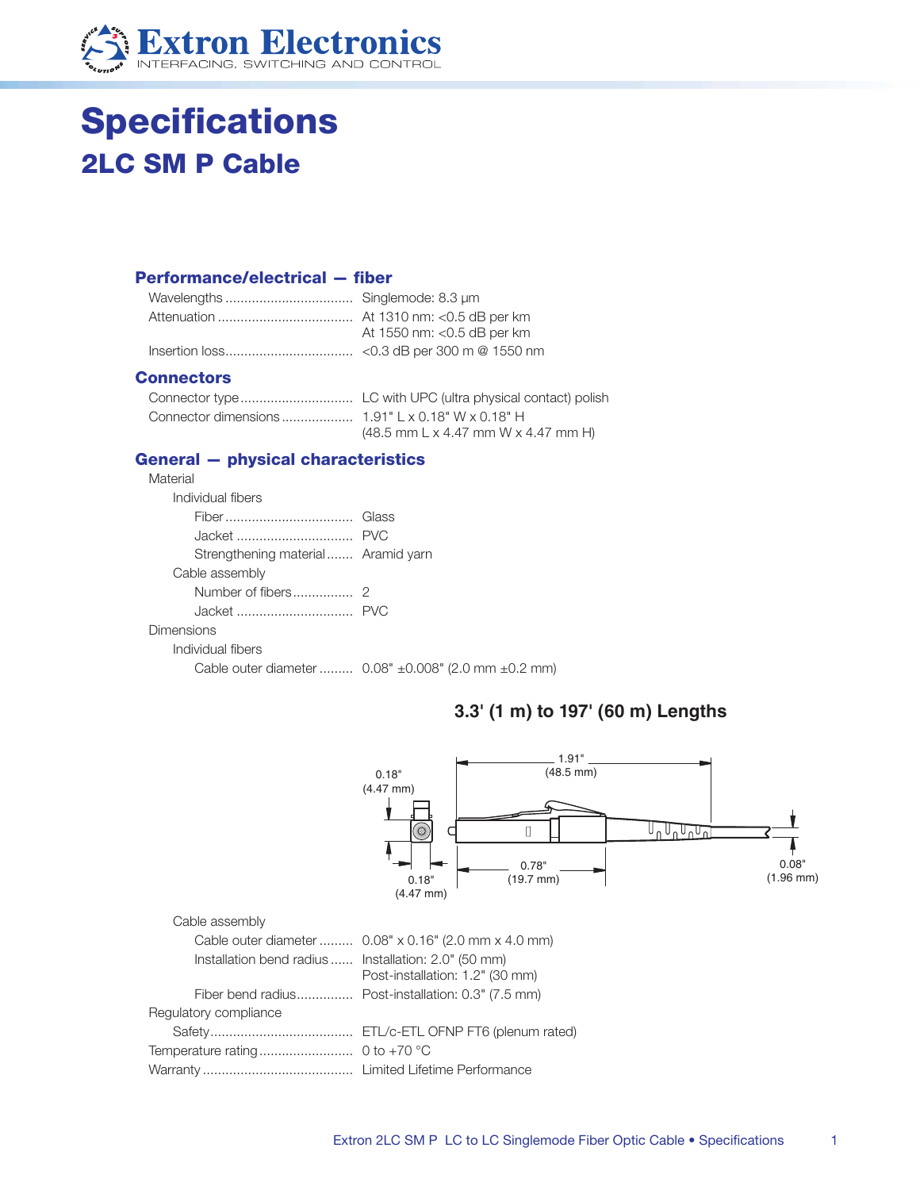# Specifications

## 2LC SM P Cable

### Performance/electrical — fiber

Wavelengths .................................. Singlemode: 8.3 µm
Attenuation .................................... At 1310 nm: <0.5 dB per km
At 1550 nm: <0.5 dB per km
Insertion loss.................................. <0.3 dB per 300 m @ 1550 nm

### Connectors

Connector type.............................. LC with UPC (ultra physical contact) polish
Connector dimensions ................... 1.91" L x 0.18" W x 0.18" H
(48.5 mm L x 4.47 mm W x 4.47 mm H)

### General — physical characteristics

Material
- Individual fibers
  - Fiber.................................. Glass
  - Jacket ............................... PVC
  - Strengthening material....... Aramid yarn
- Cable assembly
  - Number of fibers................ 2
  - Jacket ............................... PVC

Dimensions
- Individual fibers
  - Cable outer diameter ......... 0.08" ±0.008" (2.0 mm ±0.2 mm)

**3.3' (1 m) to 197' (60 m) Lengths**

0.18" (4.47 mm) — 1.91" (48.5 mm) — 0.18" (4.47 mm) — 0.78" (19.7 mm) — 0.08" (1.96 mm)

- Cable assembly
  - Cable outer diameter ......... 0.08" x 0.16" (2.0 mm x 4.0 mm)
  - Installation bend radius ...... Installation: 2.0" (50 mm)
Post-installation: 1.2" (30 mm)
  - Fiber bend radius............... Post-installation: 0.3" (7.5 mm)

Regulatory compliance
- Safety...................................... ETL/c-ETL OFNP FT6 (plenum rated)

Temperature rating......................... 0 to +70 °C
Warranty ........................................ Limited Lifetime Performance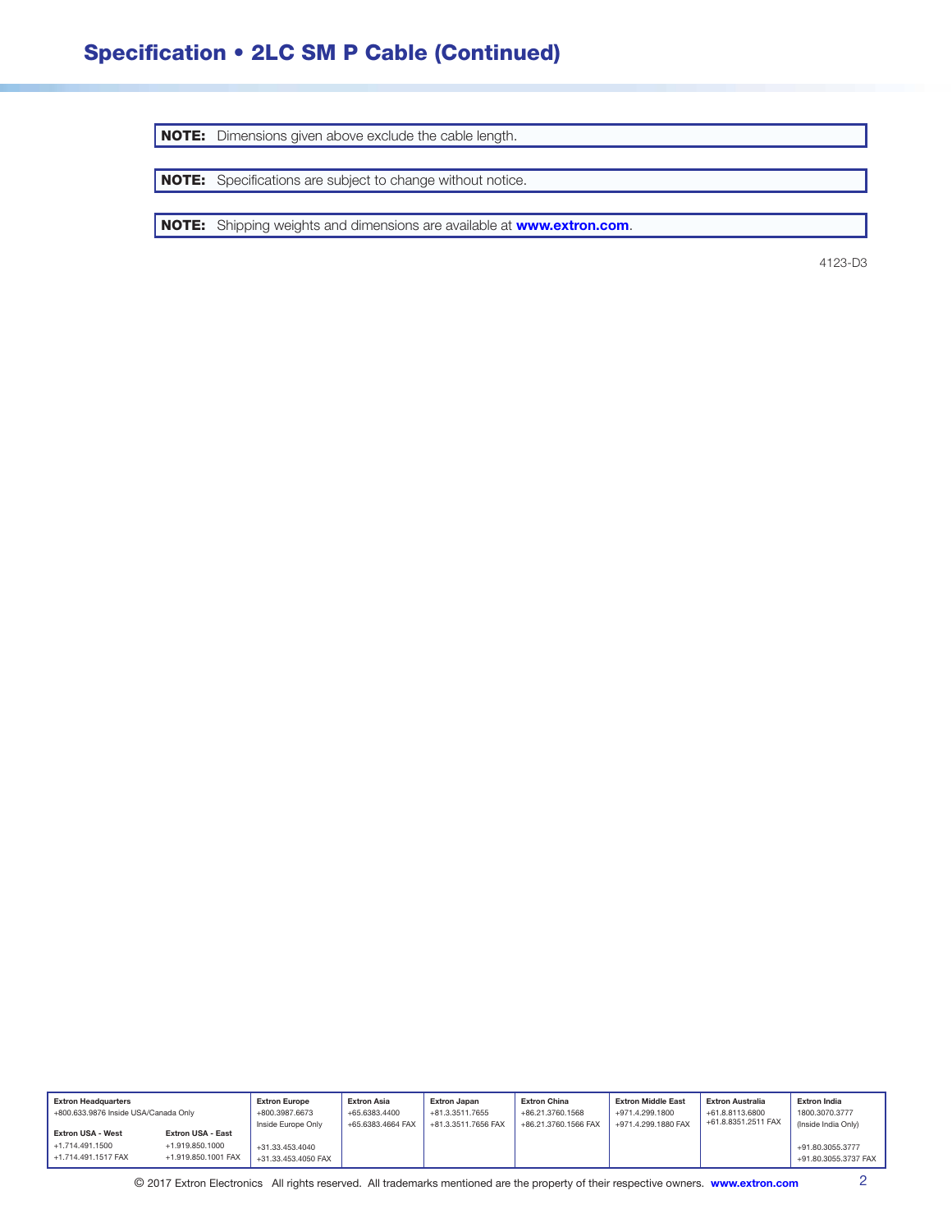## Specification • 2LC SM P Cable (Continued)

**NOTE:** Dimensions given above exclude the cable length.

**NOTE:** Specifications are subject to change without notice.

**NOTE:** Shipping weights and dimensions are available at **www.extron.com**.

4123-D3

| Extron Headquarters | | Extron Europe | Extron Asia | Extron Japan | Extron China | Extron Middle East | Extron Australia | Extron India |
|---|---|---|---|---|---|---|---|---|
| +800.633.9876 Inside USA/Canada Only | | +800.3987.6673 Inside Europe Only | +65.6383.4400 | +81.3.3511.7655 | +86.21.3760.1568 | +971.4.299.1800 | +61.8.8113.6800 | 1800.3070.3777 (Inside India Only) |
| **Extron USA - West** | **Extron USA - East** | | +65.6383.4664 FAX | +81.3.3511.7656 FAX | +86.21.3760.1566 FAX | +971.4.299.1880 FAX | +61.8.8351.2511 FAX | |
| +1.714.491.1500 | +1.919.850.1000 | +31.33.453.4040 | | | | | | +91.80.3055.3777 |
| +1.714.491.1517 FAX | +1.919.850.1001 FAX | +31.33.453.4050 FAX | | | | | | +91.80.3055.3737 FAX |

© 2017 Extron Electronics All rights reserved. All trademarks mentioned are the property of their respective owners. **www.extron.com**